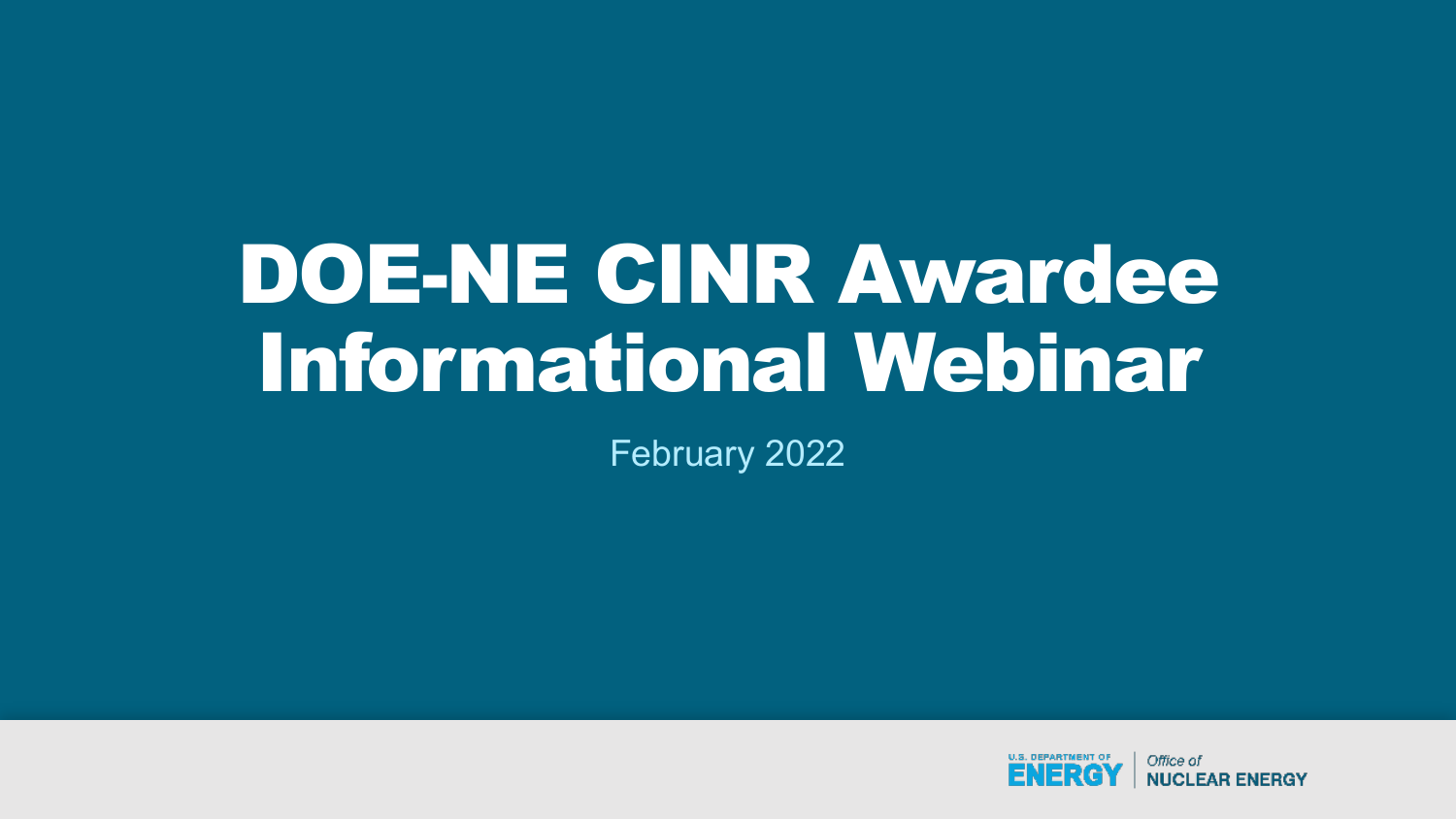# DOE-NE CINR Awardee Informational Webinar

February 2022

U.S. DEPARTMENT OF ENERGY | Office of NUCLEAR ENERGY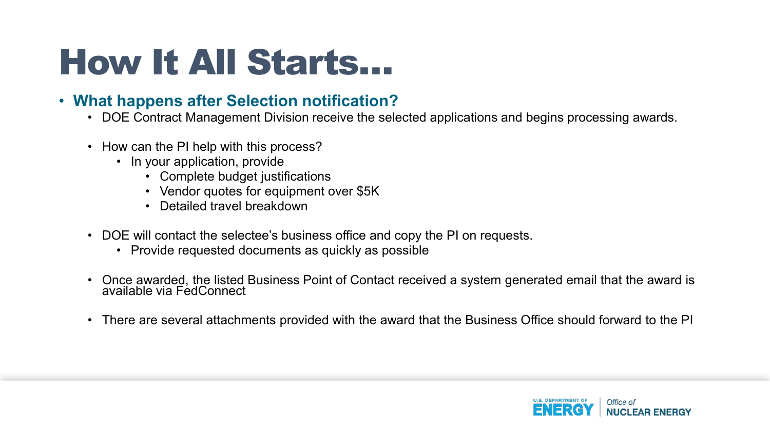# How It All Starts…

- **What happens after Selection notification?**
  - DOE Contract Management Division receive the selected applications and begins processing awards.
  - How can the PI help with this process?
    - In your application, provide
      - Complete budget justifications
      - Vendor quotes for equipment over $5K
      - Detailed travel breakdown
  - DOE will contact the selectee's business office and copy the PI on requests.
    - Provide requested documents as quickly as possible
  - Once awarded, the listed Business Point of Contact received a system generated email that the award is available via FedConnect
  - There are several attachments provided with the award that the Business Office should forward to the PI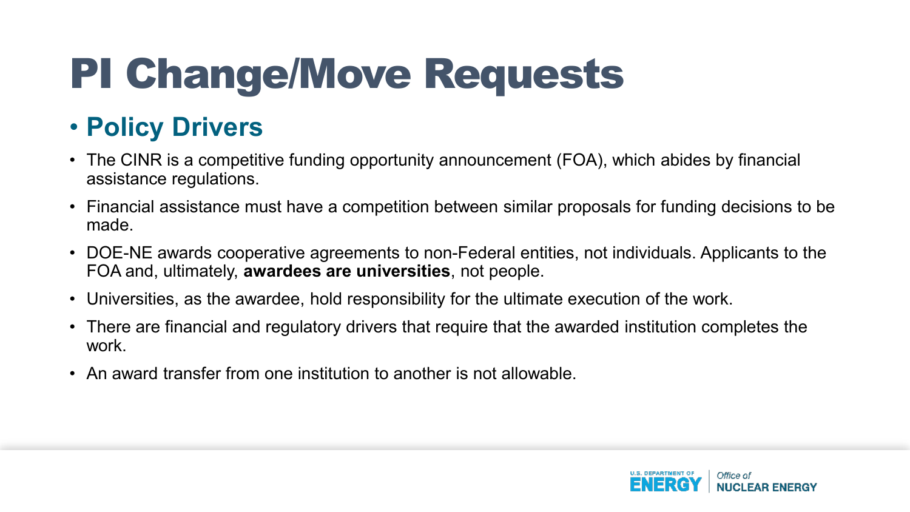# PI Change/Move Requests

- **Policy Drivers**

- The CINR is a competitive funding opportunity announcement (FOA), which abides by financial assistance regulations.
- Financial assistance must have a competition between similar proposals for funding decisions to be made.
- DOE-NE awards cooperative agreements to non-Federal entities, not individuals. Applicants to the FOA and, ultimately, **awardees are universities**, not people.
- Universities, as the awardee, hold responsibility for the ultimate execution of the work.
- There are financial and regulatory drivers that require that the awarded institution completes the work.
- An award transfer from one institution to another is not allowable.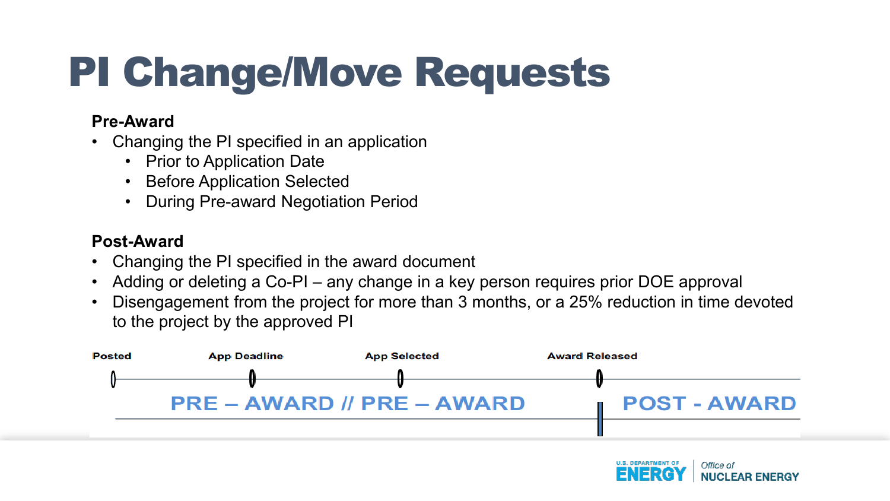# PI Change/Move Requests

**Pre-Award**

- Changing the PI specified in an application
  - Prior to Application Date
  - Before Application Selected
  - During Pre-award Negotiation Period

**Post-Award**

- Changing the PI specified in the award document
- Adding or deleting a Co-PI – any change in a key person requires prior DOE approval
- Disengagement from the project for more than 3 months, or a 25% reduction in time devoted to the project by the approved PI

Posted | App Deadline | App Selected | Award Released

PRE – AWARD // PRE – AWARD | POST - AWARD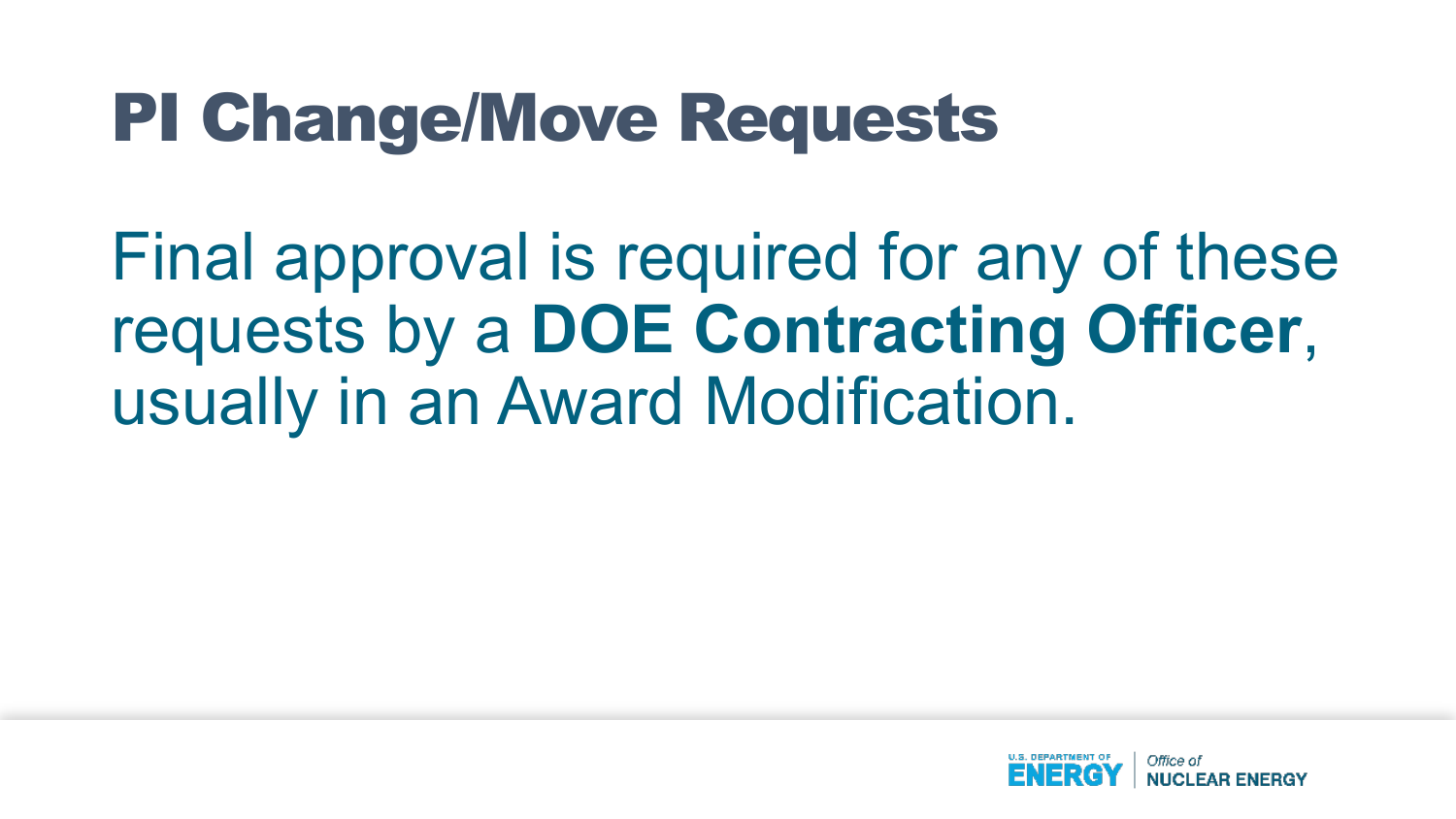# PI Change/Move Requests

Final approval is required for any of these requests by a **DOE Contracting Officer**, usually in an Award Modification.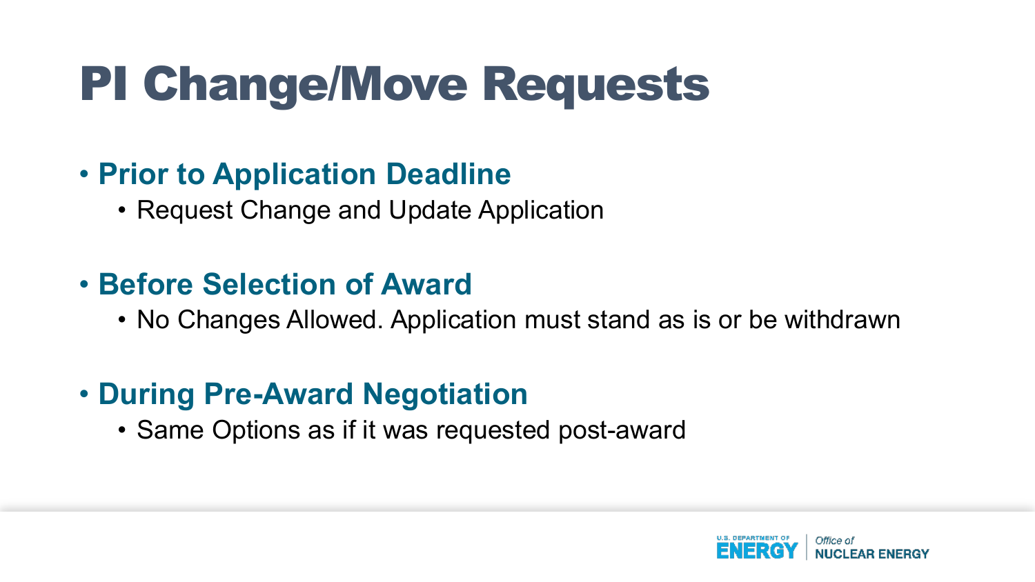# PI Change/Move Requests

- **Prior to Application Deadline**
  - Request Change and Update Application
- **Before Selection of Award**
  - No Changes Allowed. Application must stand as is or be withdrawn
- **During Pre-Award Negotiation**
  - Same Options as if it was requested post-award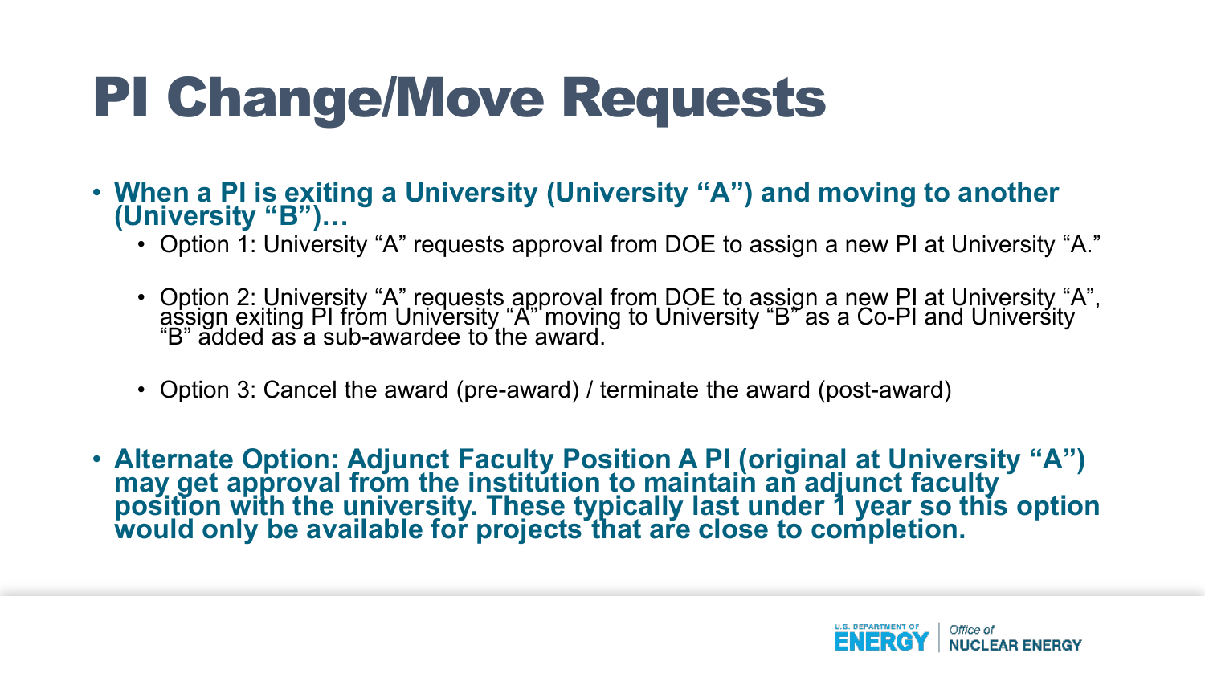# PI Change/Move Requests

- **When a PI is exiting a University (University "A") and moving to another (University "B")…**
  - Option 1: University "A" requests approval from DOE to assign a new PI at University "A."
  - Option 2: University "A" requests approval from DOE to assign a new PI at University "A", assign exiting PI from University "A" moving to University "B" as a Co-PI and University "B" added as a sub-awardee to the award.
  - Option 3: Cancel the award (pre-award) / terminate the award (post-award)
- **Alternate Option: Adjunct Faculty Position A PI (original at University "A") may get approval from the institution to maintain an adjunct faculty position with the university. These typically last under 1 year so this option would only be available for projects that are close to completion.**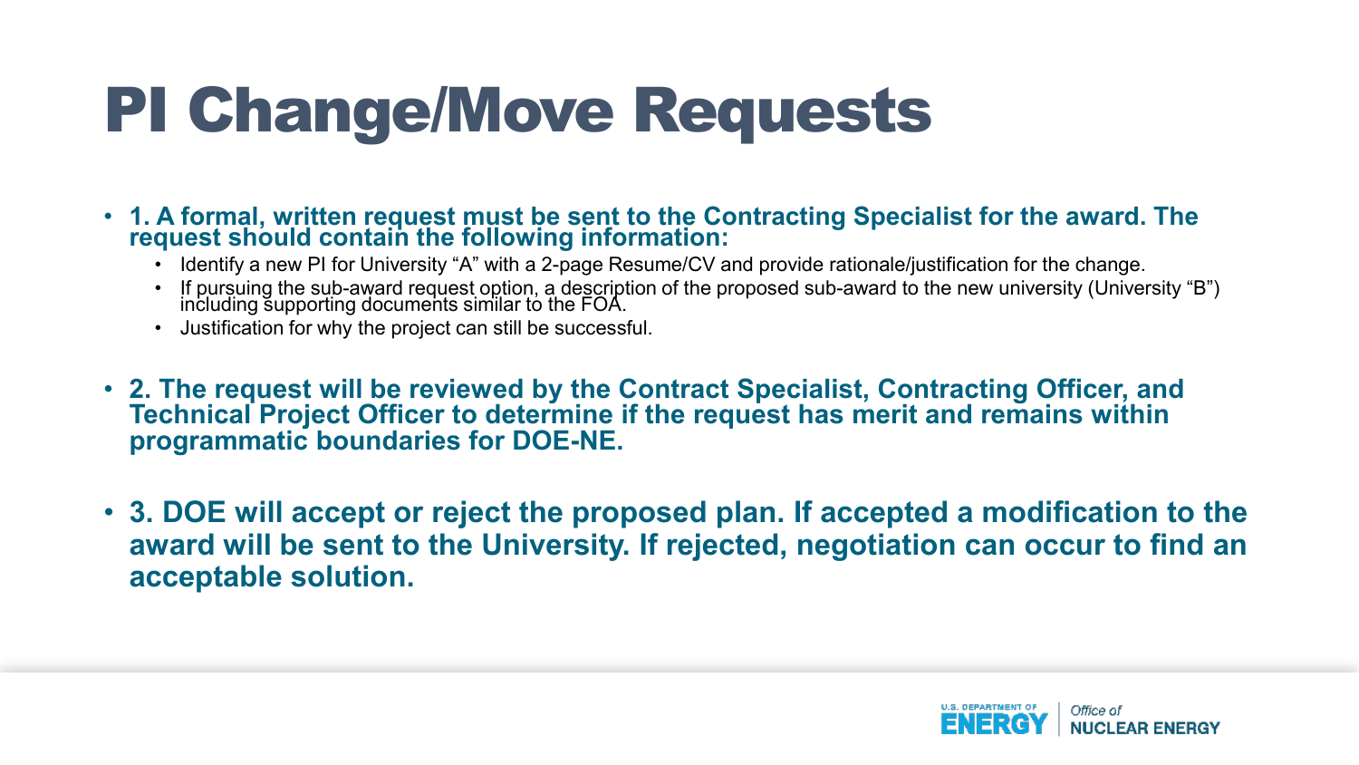# PI Change/Move Requests

- **1. A formal, written request must be sent to the Contracting Specialist for the award. The request should contain the following information:**
  - Identify a new PI for University "A" with a 2-page Resume/CV and provide rationale/justification for the change.
  - If pursuing the sub-award request option, a description of the proposed sub-award to the new university (University "B") including supporting documents similar to the FOA.
  - Justification for why the project can still be successful.
- **2. The request will be reviewed by the Contract Specialist, Contracting Officer, and Technical Project Officer to determine if the request has merit and remains within programmatic boundaries for DOE-NE.**
- **3. DOE will accept or reject the proposed plan. If accepted a modification to the award will be sent to the University. If rejected, negotiation can occur to find an acceptable solution.**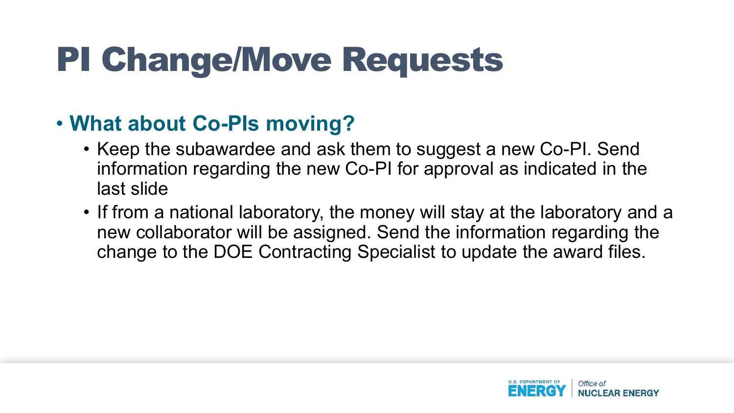# PI Change/Move Requests

- **What about Co-PIs moving?**
  - Keep the subawardee and ask them to suggest a new Co-PI. Send information regarding the new Co-PI for approval as indicated in the last slide
  - If from a national laboratory, the money will stay at the laboratory and a new collaborator will be assigned. Send the information regarding the change to the DOE Contracting Specialist to update the award files.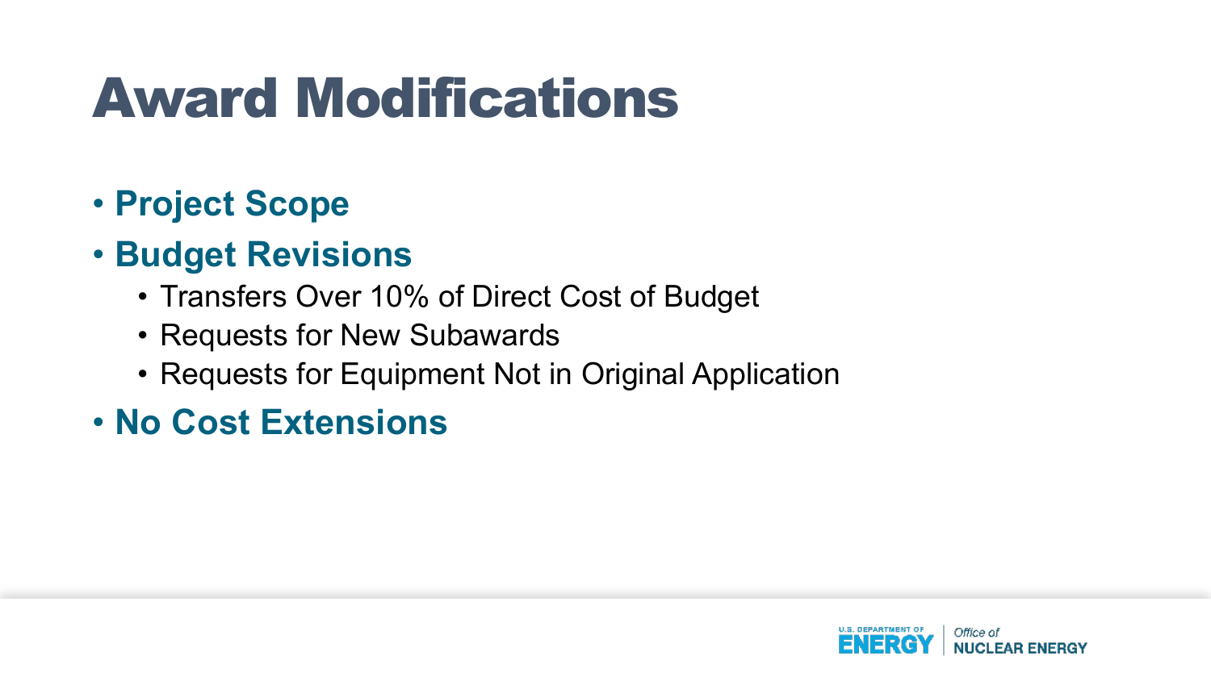# Award Modifications

- **Project Scope**
- **Budget Revisions**
  - Transfers Over 10% of Direct Cost of Budget
  - Requests for New Subawards
  - Requests for Equipment Not in Original Application
- **No Cost Extensions**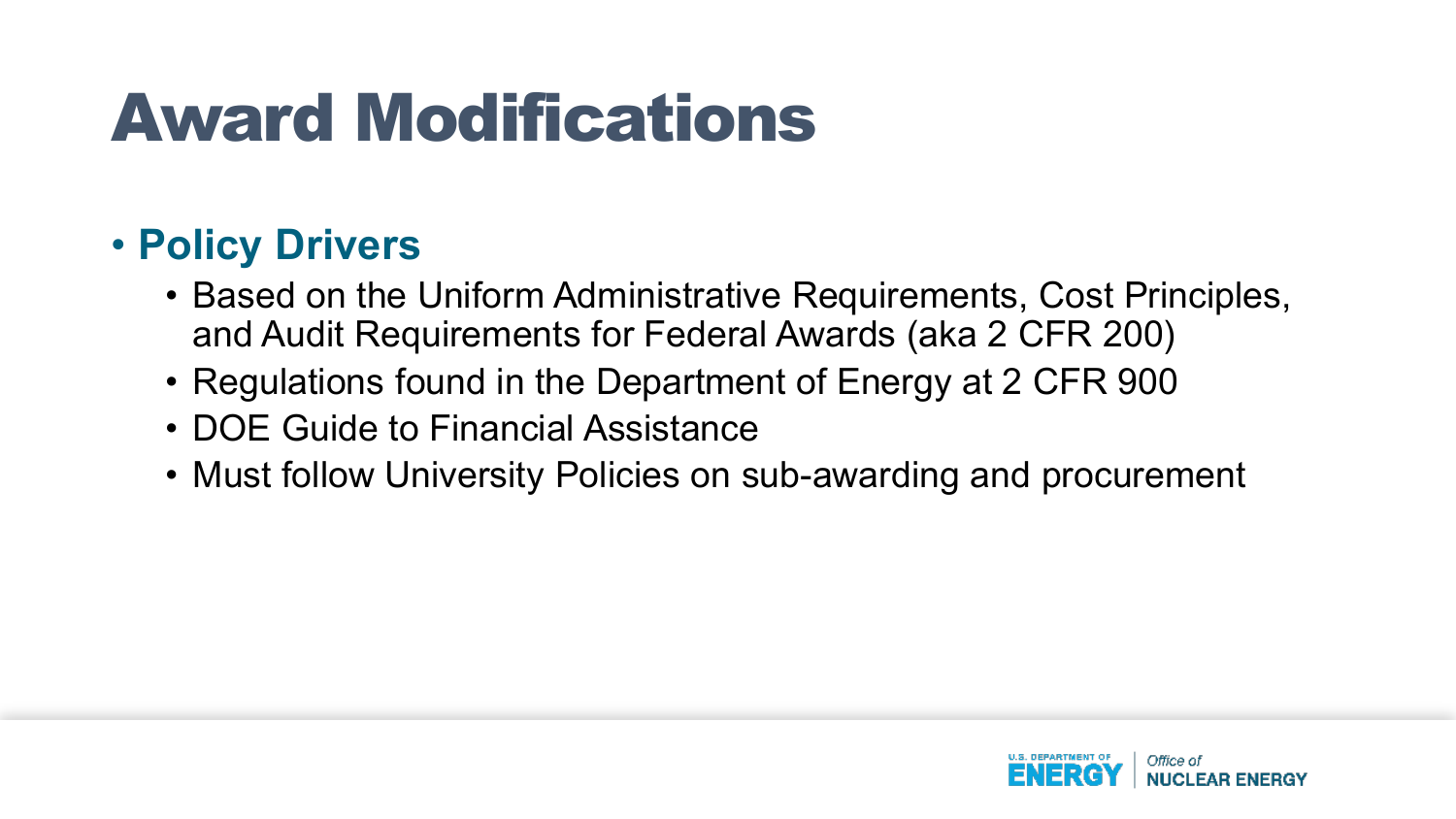# Award Modifications

- **Policy Drivers**
  - Based on the Uniform Administrative Requirements, Cost Principles, and Audit Requirements for Federal Awards (aka 2 CFR 200)
  - Regulations found in the Department of Energy at 2 CFR 900
  - DOE Guide to Financial Assistance
  - Must follow University Policies on sub-awarding and procurement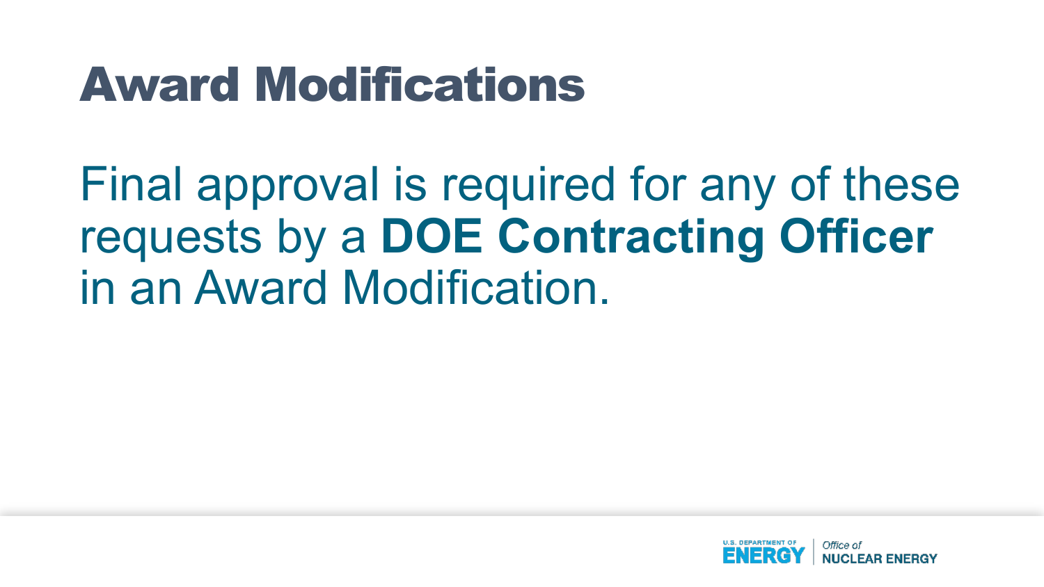# Award Modifications

Final approval is required for any of these requests by a **DOE Contracting Officer** in an Award Modification.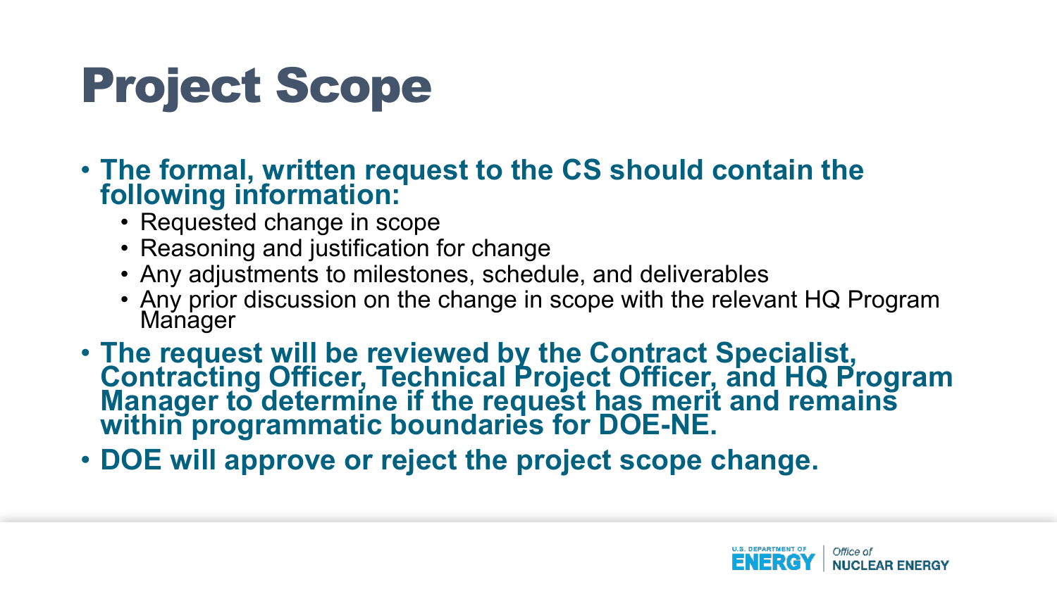# Project Scope

- **The formal, written request to the CS should contain the following information:**
  - Requested change in scope
  - Reasoning and justification for change
  - Any adjustments to milestones, schedule, and deliverables
  - Any prior discussion on the change in scope with the relevant HQ Program Manager
- **The request will be reviewed by the Contract Specialist, Contracting Officer, Technical Project Officer, and HQ Program Manager to determine if the request has merit and remains within programmatic boundaries for DOE-NE.**
- **DOE will approve or reject the project scope change.**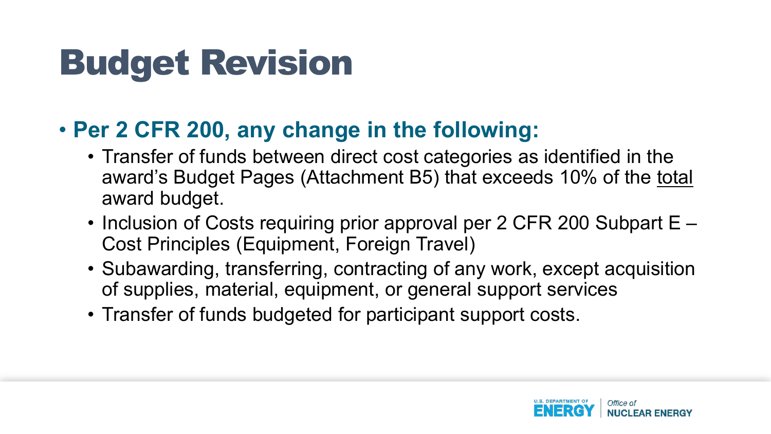# Budget Revision

- **Per 2 CFR 200, any change in the following:**
  - Transfer of funds between direct cost categories as identified in the award's Budget Pages (Attachment B5) that exceeds 10% of the total award budget.
  - Inclusion of Costs requiring prior approval per 2 CFR 200 Subpart E – Cost Principles (Equipment, Foreign Travel)
  - Subawarding, transferring, contracting of any work, except acquisition of supplies, material, equipment, or general support services
  - Transfer of funds budgeted for participant support costs.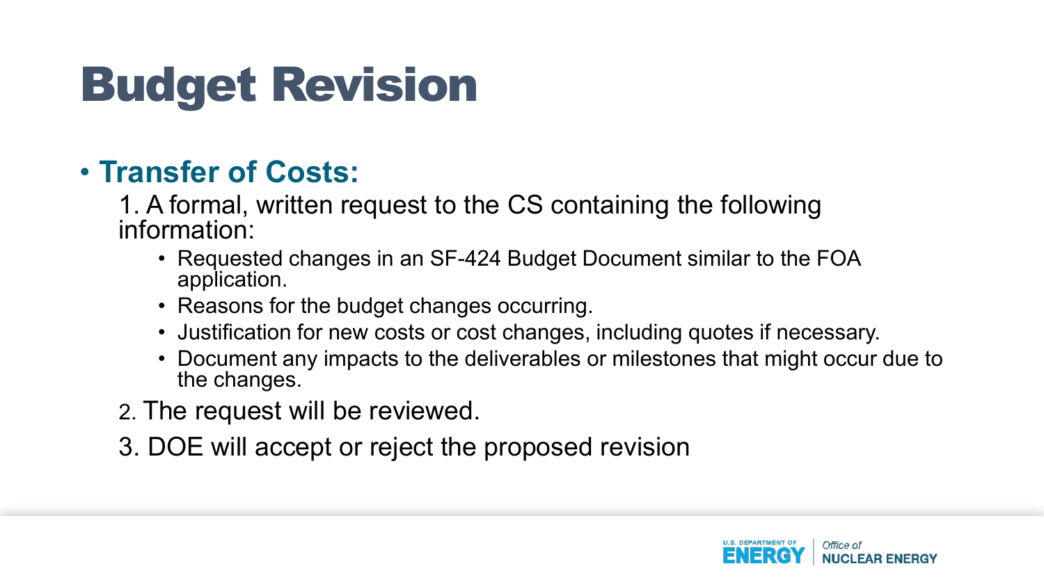# Budget Revision

- **Transfer of Costs:**

  1. A formal, written request to the CS containing the following information:
     - Requested changes in an SF-424 Budget Document similar to the FOA application.
     - Reasons for the budget changes occurring.
     - Justification for new costs or cost changes, including quotes if necessary.
     - Document any impacts to the deliverables or milestones that might occur due to the changes.
  2. The request will be reviewed.
  3. DOE will accept or reject the proposed revision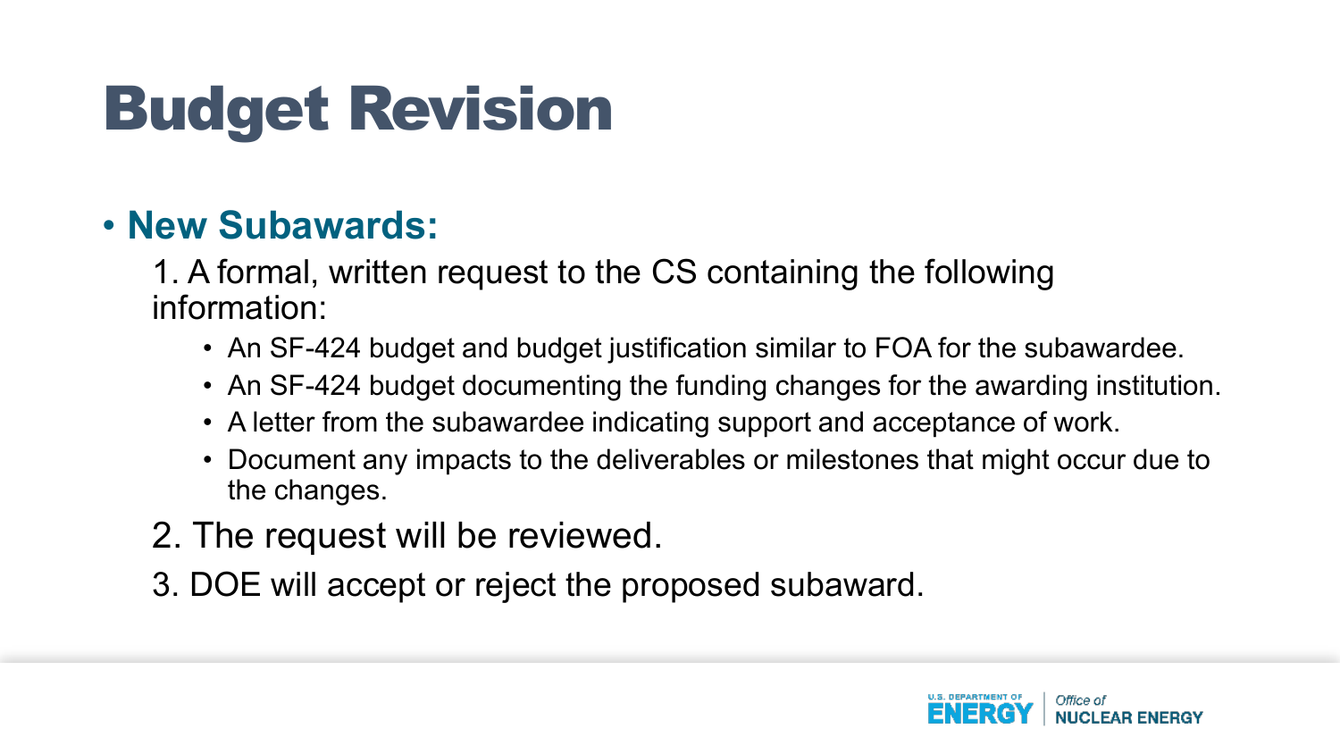# Budget Revision

- **New Subawards:**

  1. A formal, written request to the CS containing the following information:
     - An SF-424 budget and budget justification similar to FOA for the subawardee.
     - An SF-424 budget documenting the funding changes for the awarding institution.
     - A letter from the subawardee indicating support and acceptance of work.
     - Document any impacts to the deliverables or milestones that might occur due to the changes.
  2. The request will be reviewed.
  3. DOE will accept or reject the proposed subaward.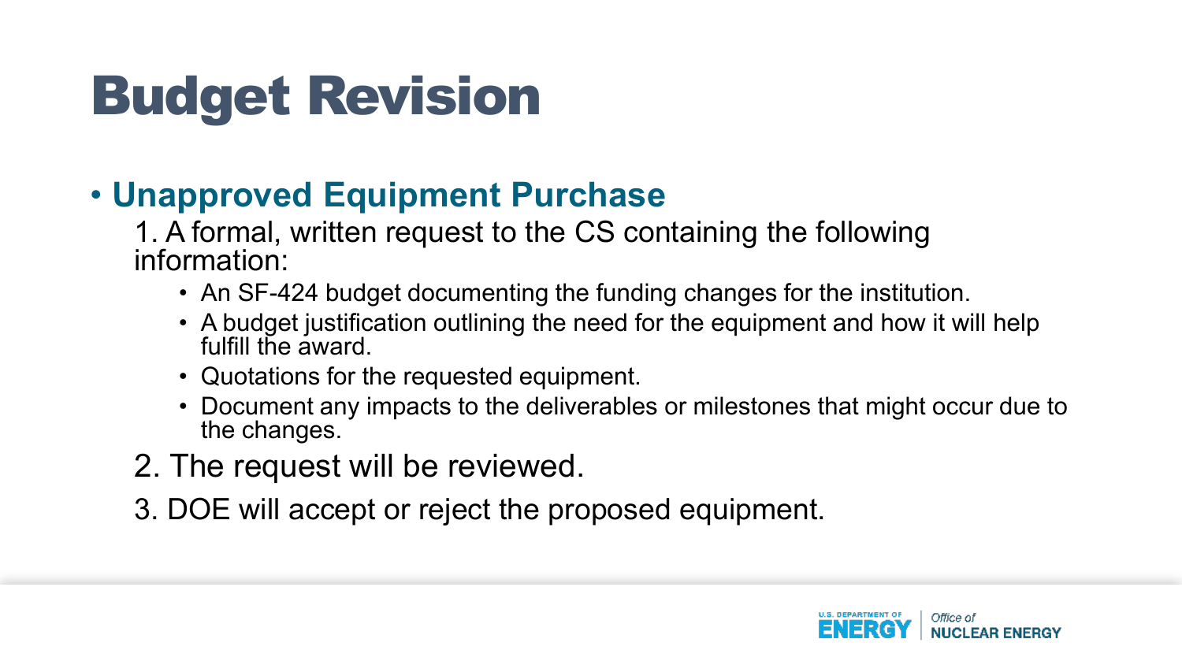# Budget Revision

- **Unapproved Equipment Purchase**

  1. A formal, written request to the CS containing the following information:
     - An SF-424 budget documenting the funding changes for the institution.
     - A budget justification outlining the need for the equipment and how it will help fulfill the award.
     - Quotations for the requested equipment.
     - Document any impacts to the deliverables or milestones that might occur due to the changes.
  2. The request will be reviewed.
  3. DOE will accept or reject the proposed equipment.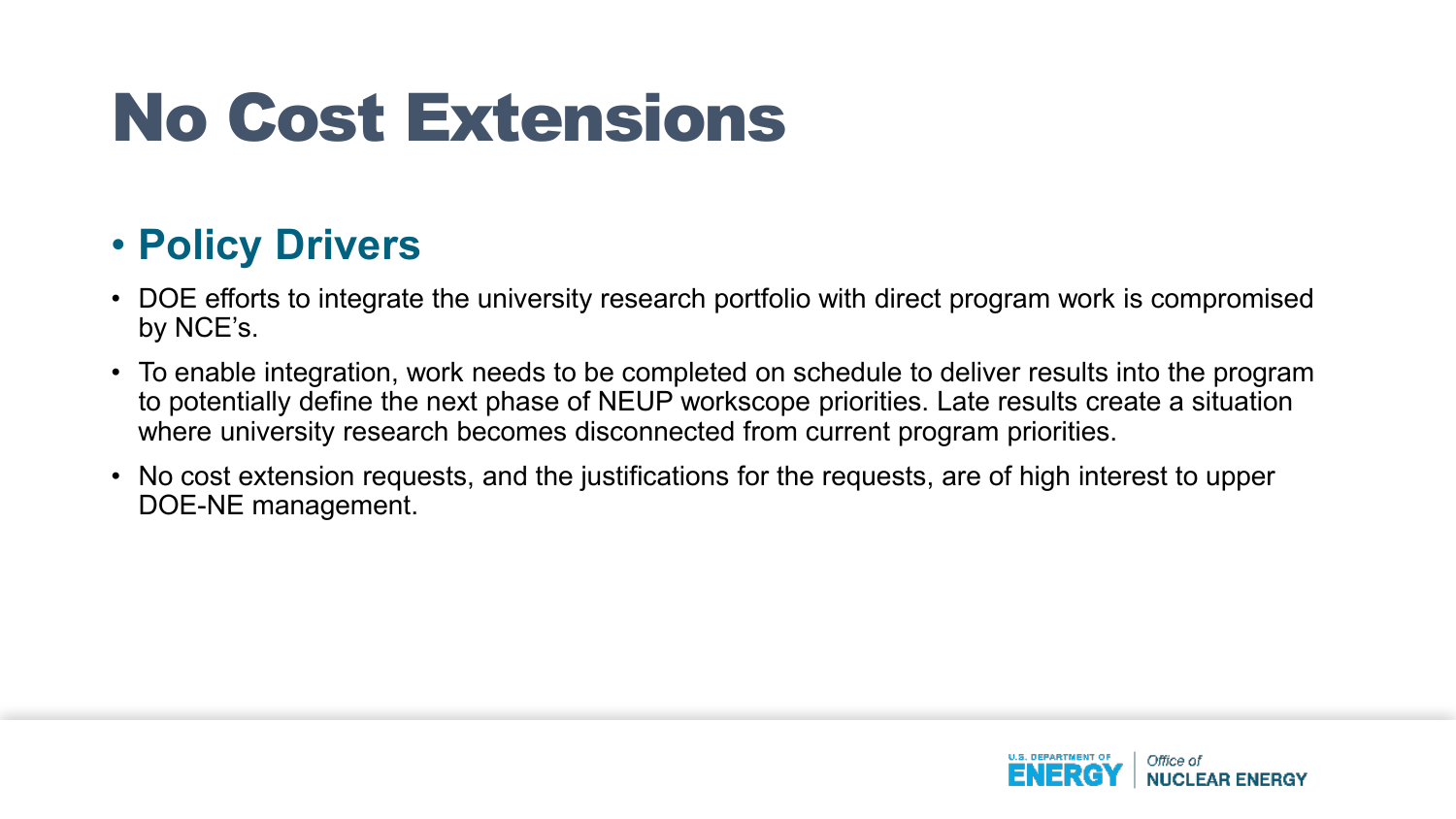# No Cost Extensions

- **Policy Drivers**

- DOE efforts to integrate the university research portfolio with direct program work is compromised by NCE's.
- To enable integration, work needs to be completed on schedule to deliver results into the program to potentially define the next phase of NEUP workscope priorities. Late results create a situation where university research becomes disconnected from current program priorities.
- No cost extension requests, and the justifications for the requests, are of high interest to upper DOE-NE management.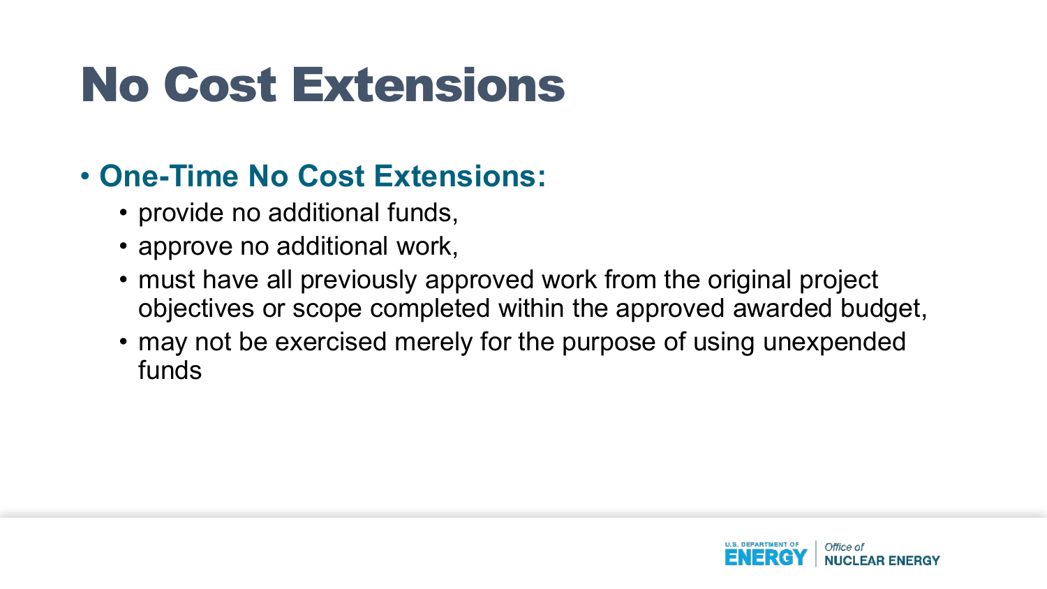# No Cost Extensions

- **One-Time No Cost Extensions:**
  - provide no additional funds,
  - approve no additional work,
  - must have all previously approved work from the original project objectives or scope completed within the approved awarded budget,
  - may not be exercised merely for the purpose of using unexpended funds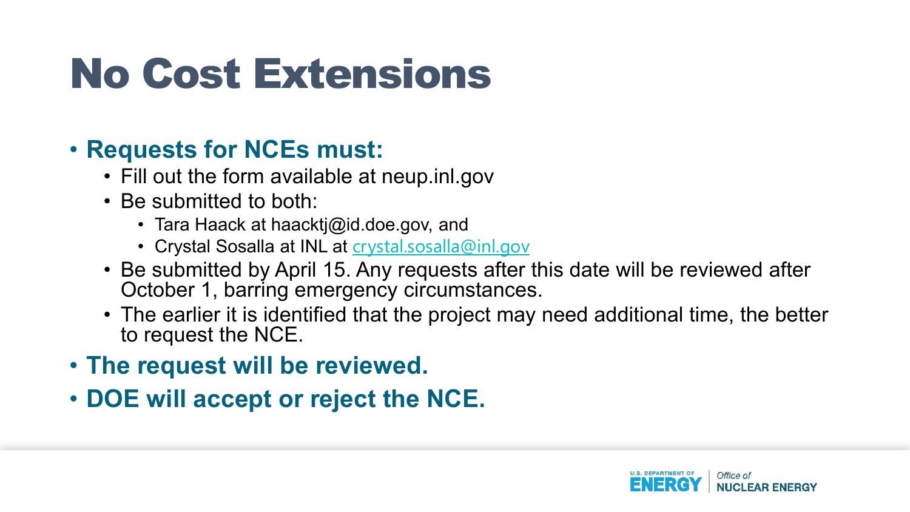# No Cost Extensions

- **Requests for NCEs must:**
  - Fill out the form available at neup.inl.gov
  - Be submitted to both:
    - Tara Haack at haacktj@id.doe.gov, and
    - Crystal Sosalla at INL at crystal.sosalla@inl.gov
  - Be submitted by April 15. Any requests after this date will be reviewed after October 1, barring emergency circumstances.
  - The earlier it is identified that the project may need additional time, the better to request the NCE.
- **The request will be reviewed.**
- **DOE will accept or reject the NCE.**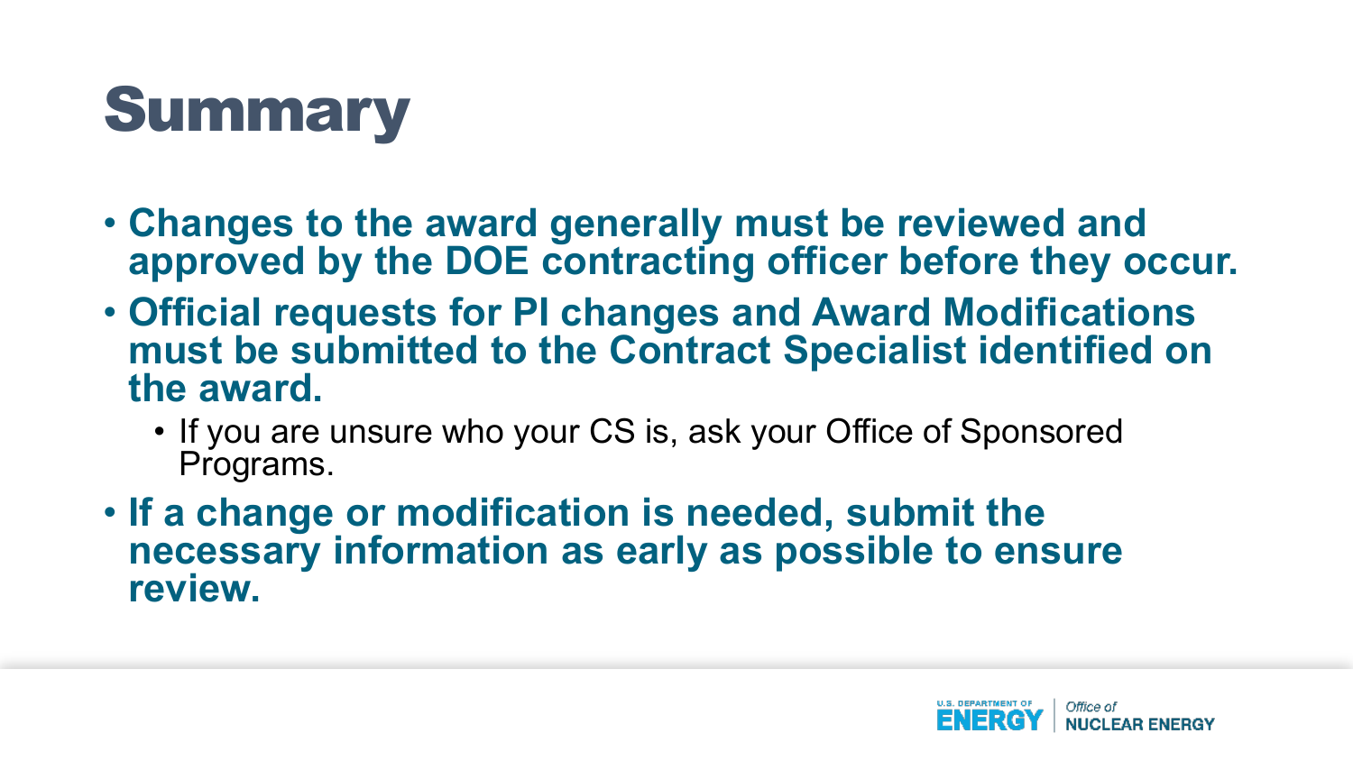# Summary

- **Changes to the award generally must be reviewed and approved by the DOE contracting officer before they occur.**
- **Official requests for PI changes and Award Modifications must be submitted to the Contract Specialist identified on the award.**
  - If you are unsure who your CS is, ask your Office of Sponsored Programs.
- **If a change or modification is needed, submit the necessary information as early as possible to ensure review.**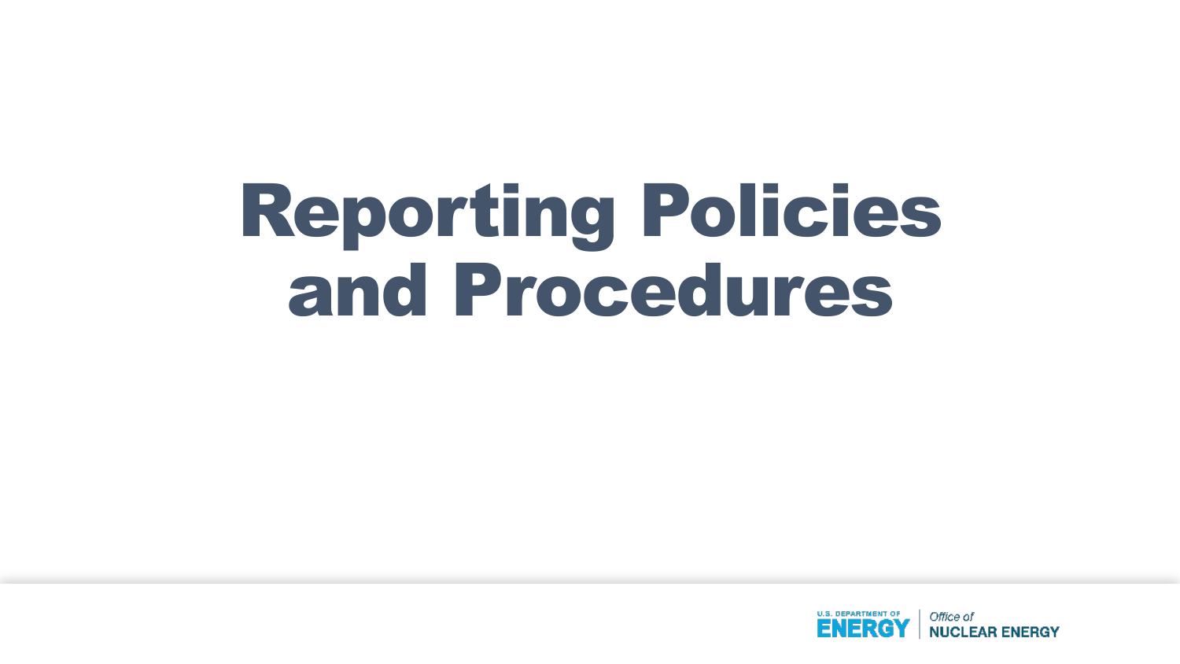# Reporting Policies and Procedures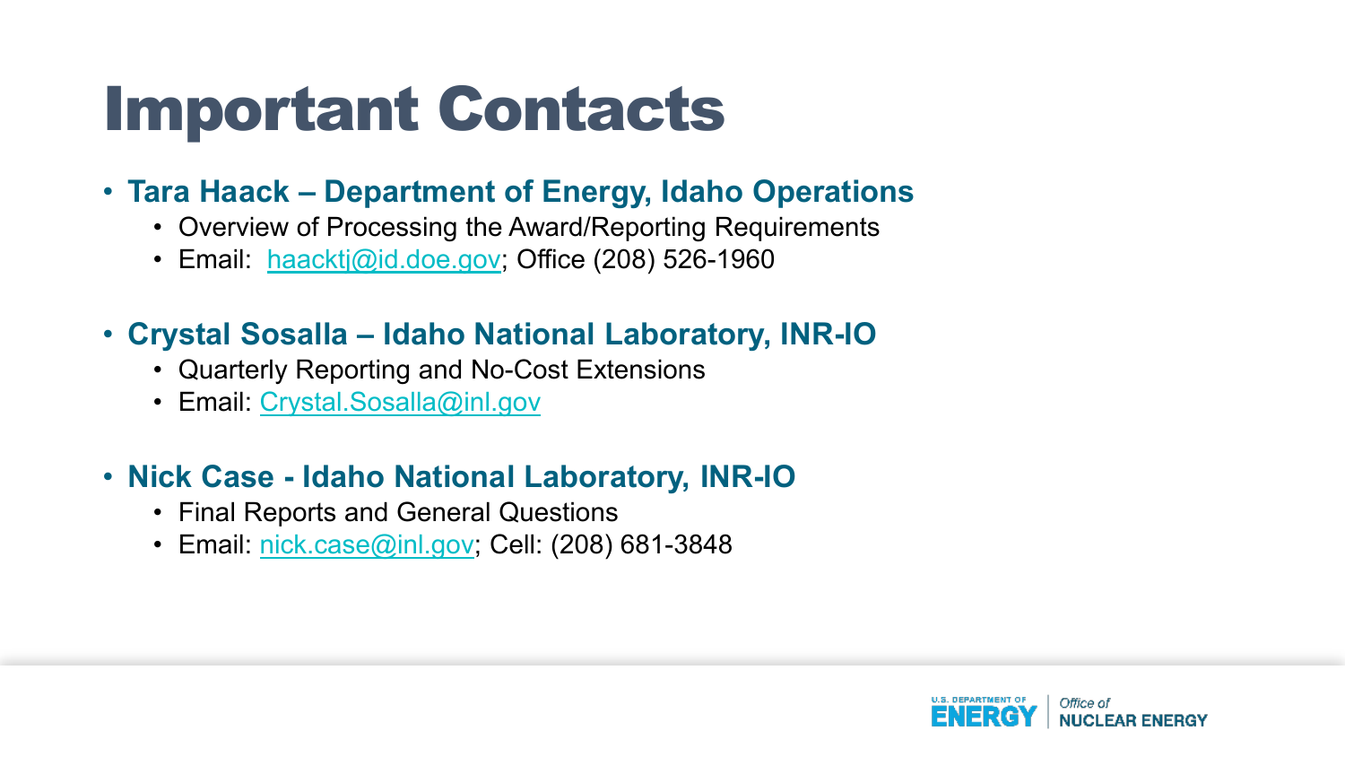# Important Contacts

- **Tara Haack – Department of Energy, Idaho Operations**
  - Overview of Processing the Award/Reporting Requirements
  - Email: haacktj@id.doe.gov; Office (208) 526-1960

- **Crystal Sosalla – Idaho National Laboratory, INR-IO**
  - Quarterly Reporting and No-Cost Extensions
  - Email: Crystal.Sosalla@inl.gov

- **Nick Case - Idaho National Laboratory, INR-IO**
  - Final Reports and General Questions
  - Email: nick.case@inl.gov; Cell: (208) 681-3848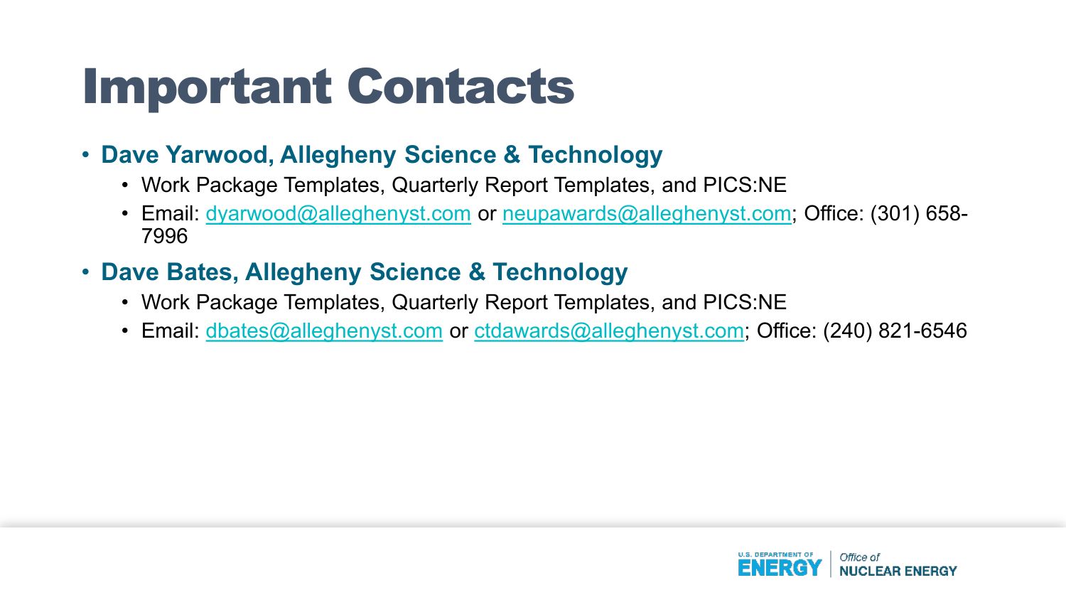# Important Contacts

- **Dave Yarwood, Allegheny Science & Technology**
  - Work Package Templates, Quarterly Report Templates, and PICS:NE
  - Email: dyarwood@alleghenyst.com or neupawards@alleghenyst.com; Office: (301) 658-7996
- **Dave Bates, Allegheny Science & Technology**
  - Work Package Templates, Quarterly Report Templates, and PICS:NE
  - Email: dbates@alleghenyst.com or ctdawards@alleghenyst.com; Office: (240) 821-6546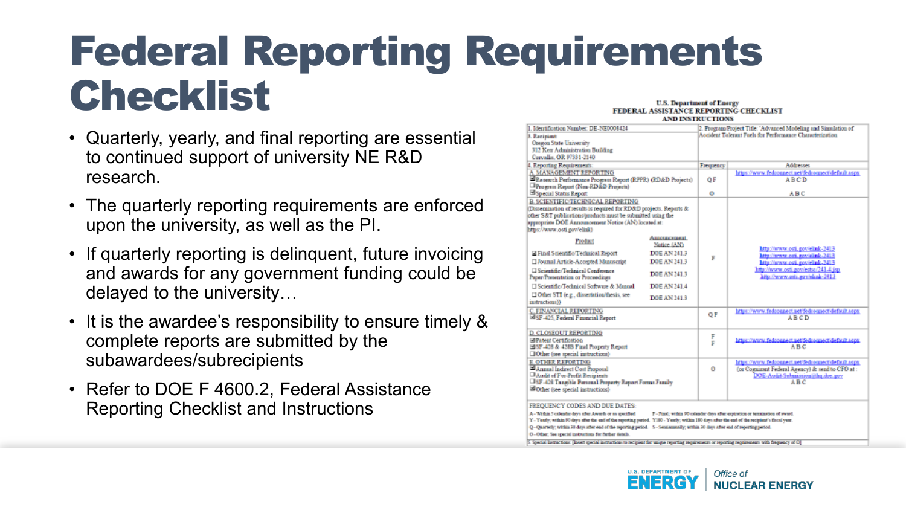# Federal Reporting Requirements Checklist

- Quarterly, yearly, and final reporting are essential to continued support of university NE R&D research.
- The quarterly reporting requirements are enforced upon the university, as well as the PI.
- If quarterly reporting is delinquent, future invoicing and awards for any government funding could be delayed to the university…
- It is the awardee's responsibility to ensure timely & complete reports are submitted by the subawardees/subrecipients
- Refer to DOE F 4600.2, Federal Assistance Reporting Checklist and Instructions

**U.S. Department of Energy**
**FEDERAL ASSISTANCE REPORTING CHECKLIST AND INSTRUCTIONS**

| 1. Identification Number: DE-NE0008424 | | 2. Program/Project Title: 'Advanced Modeling and Simulation of Accident Tolerant Fuels for Performance Characterization |
|---|---|---|
| 3. Recipient: Oregon State University, 312 Kerr Administration Building, Corvallis, OR 97331-2140 | | |
| 4. Reporting Requirements: | Frequency | Addresses |
| A. MANAGEMENT REPORTING<br>☒ Research Performance Progress Report (RPPR) (RD&D Projects)<br>☐ Progress Report (Non-RD&D Projects)<br>☒ Special Status Report | Q F<br><br>O | https://www.fedconnect.net/fedconnect/default.aspx<br>A B C D<br>A B C |
| B. SCIENTIFIC/TECHNICAL REPORTING<br>(Dissemination of results is required for RD&D projects. Reports & other S&T publications/products must be submitted using the appropriate DOE Announcement Notice (AN) located at: https://www.osti.gov/elink)<br>Product / Announcement Notice (AN)<br>☒ Final Scientific/Technical Report — DOE AN 241.3<br>☐ Journal Article-Accepted Manuscript — DOE AN 241.3<br>☐ Scientific/Technical Conference Paper/Presentation or Proceedings — DOE AN 241.3<br>☐ Scientific/Technical Software & Manual — DOE AN 241.4<br>☐ Other STI (e.g., dissertation/thesis, see instructions) — DOE AN 241.3 | F | http://www.osti.gov/elink-2413<br>http://www.osti.gov/elink-2413<br>http://www.osti.gov/elink-2413<br>http://www.osti.gov/estsc/241-4.jsp<br>http://www.osti.gov/elink-2413 |
| C. FINANCIAL REPORTING<br>☒ SF-425, Federal Financial Report | Q F | https://www.fedconnect.net/fedconnect/default.aspx<br>A B C D |
| D. CLOSEOUT REPORTING<br>☒ Patent Certification<br>☒ SF-428 & 428B Final Property Report<br>☐ Other (see special instructions) | F<br>F | https://www.fedconnect.net/fedconnect/default.aspx<br>A B C |
| E. OTHER REPORTING<br>☒ Annual Indirect Cost Proposal<br>☐ Audit of For-Profit Recipients<br>☐ SF-428 Tangible Personal Property Report Forms Family<br>☒ Other (see special instructions) | O | https://www.fedconnect.net/fedconnect/default.aspx<br>(or Cognizant Federal Agency) & send to CFO at: DOE-Audit-Submission@hq.doe.gov<br>A B C |

FREQUENCY CODES AND DUE DATES:
A - Within 5 calendar days after Awards or as specified. F - Final; within 90 calendar days after expiration or termination of award.
Y - Yearly; within 90 days after the end of the reporting period. Y180 - Yearly; within 180 days after the end of the recipient's fiscal year.
Q - Quarterly; within 30 days after end of the reporting period. S - Semiannually; within 30 days after end of reporting period.
O - Other; See special instructions for further details.

5. Special Instructions: [Insert special instructions to recipient for unique reporting requirements or reporting requirements with frequency of O]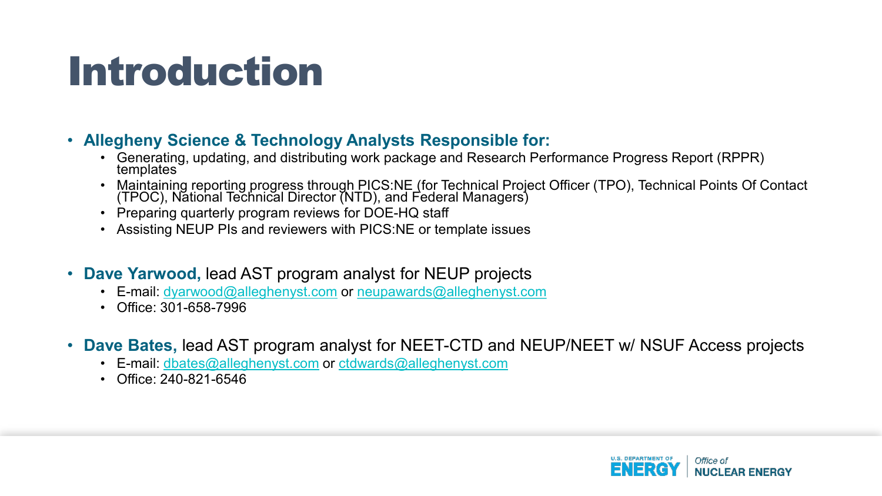# Introduction

- **Allegheny Science & Technology Analysts Responsible for:**
  - Generating, updating, and distributing work package and Research Performance Progress Report (RPPR) templates
  - Maintaining reporting progress through PICS:NE (for Technical Project Officer (TPO), Technical Points Of Contact (TPOC), National Technical Director (NTD), and Federal Managers)
  - Preparing quarterly program reviews for DOE-HQ staff
  - Assisting NEUP PIs and reviewers with PICS:NE or template issues

- **Dave Yarwood,** lead AST program analyst for NEUP projects
  - E-mail: dyarwood@alleghenyst.com or neupawards@alleghenyst.com
  - Office: 301-658-7996

- **Dave Bates,** lead AST program analyst for NEET-CTD and NEUP/NEET w/ NSUF Access projects
  - E-mail: dbates@alleghenyst.com or ctdwards@alleghenyst.com
  - Office: 240-821-6546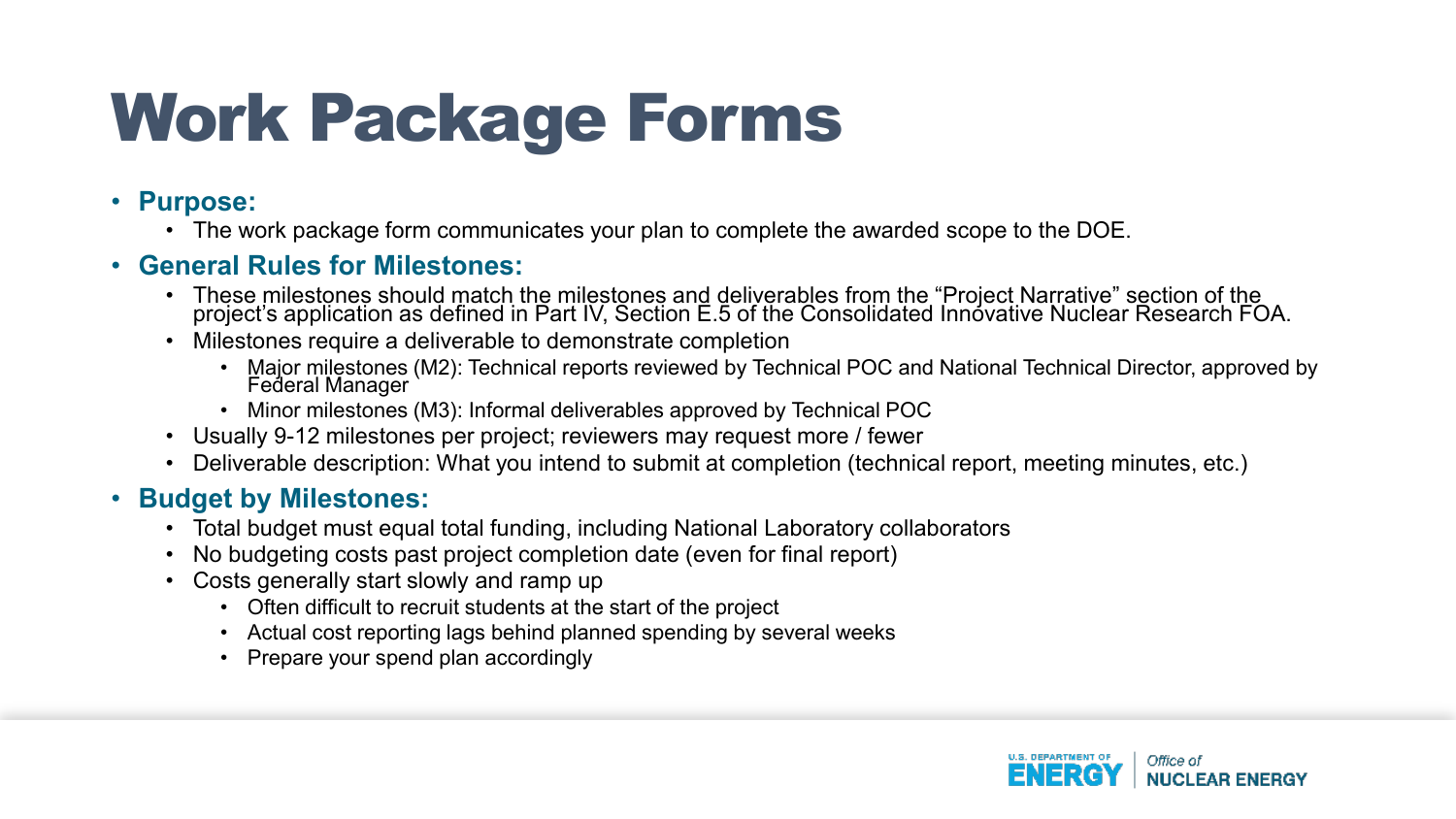# Work Package Forms

- **Purpose:**
  - The work package form communicates your plan to complete the awarded scope to the DOE.
- **General Rules for Milestones:**
  - These milestones should match the milestones and deliverables from the "Project Narrative" section of the project's application as defined in Part IV, Section E.5 of the Consolidated Innovative Nuclear Research FOA.
  - Milestones require a deliverable to demonstrate completion
    - Major milestones (M2): Technical reports reviewed by Technical POC and National Technical Director, approved by Federal Manager
    - Minor milestones (M3): Informal deliverables approved by Technical POC
  - Usually 9-12 milestones per project; reviewers may request more / fewer
  - Deliverable description: What you intend to submit at completion (technical report, meeting minutes, etc.)
- **Budget by Milestones:**
  - Total budget must equal total funding, including National Laboratory collaborators
  - No budgeting costs past project completion date (even for final report)
  - Costs generally start slowly and ramp up
    - Often difficult to recruit students at the start of the project
    - Actual cost reporting lags behind planned spending by several weeks
    - Prepare your spend plan accordingly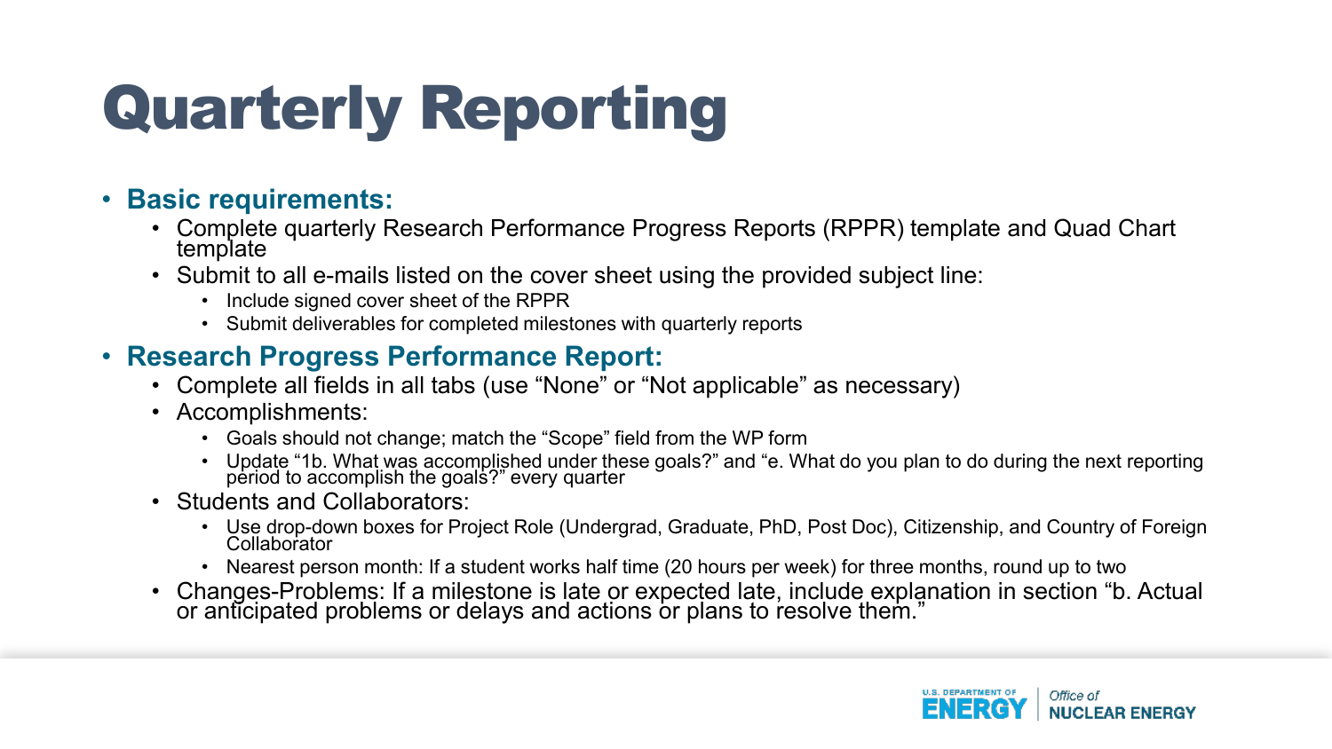# Quarterly Reporting

- **Basic requirements:**
  - Complete quarterly Research Performance Progress Reports (RPPR) template and Quad Chart template
  - Submit to all e-mails listed on the cover sheet using the provided subject line:
    - Include signed cover sheet of the RPPR
    - Submit deliverables for completed milestones with quarterly reports
- **Research Progress Performance Report:**
  - Complete all fields in all tabs (use "None" or "Not applicable" as necessary)
  - Accomplishments:
    - Goals should not change; match the "Scope" field from the WP form
    - Update "1b. What was accomplished under these goals?" and "e. What do you plan to do during the next reporting period to accomplish the goals?" every quarter
  - Students and Collaborators:
    - Use drop-down boxes for Project Role (Undergrad, Graduate, PhD, Post Doc), Citizenship, and Country of Foreign Collaborator
    - Nearest person month: If a student works half time (20 hours per week) for three months, round up to two
  - Changes-Problems: If a milestone is late or expected late, include explanation in section "b. Actual or anticipated problems or delays and actions or plans to resolve them."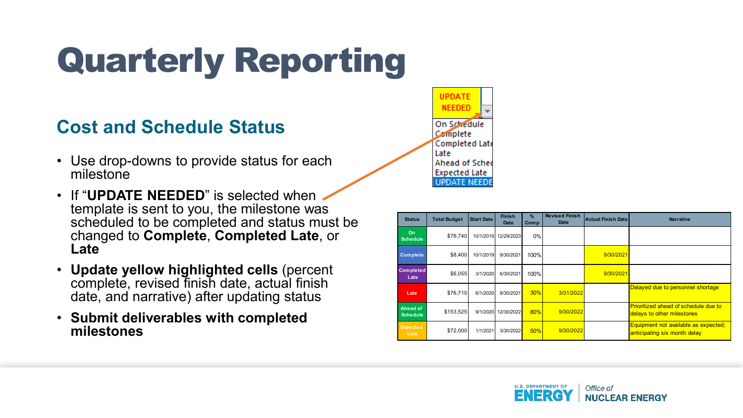# Quarterly Reporting

## Cost and Status Schedule

- Use drop-downs to provide status for each milestone
- If "**UPDATE NEEDED**" is selected when template is sent to you, the milestone was scheduled to be completed and status must be changed to **Complete**, **Completed Late**, or **Late**
- **Update yellow highlighted cells** (percent complete, revised finish date, actual finish date, and narrative) after updating status
- **Submit deliverables with completed milestones**

UPDATE NEEDED

- On Schedule
- Complete
- Completed Late
- Late
- Ahead of Sched
- Expected Late
- UPDATE NEEDE

| Status | Total Budget | Start Date | Finish Date | % Comp | Revised Finish Date | Actual Finish Date | Narrative |
|---|---|---|---|---|---|---|---|
| On Schedule | $76,740 | 10/1/2019 | 12/29/2023 | 0% | | | |
| Complete | $8,400 | 10/1/2019 | 9/30/2021 | 100% | | 9/30/2021 | |
| Completed Late | $6,055 | 3/1/2020 | 6/30/2021 | 100% | | 9/30/2021 | |
| Late | $76,710 | 6/1/2020 | 9/30/2021 | 30% | 3/31/2022 | | Delayed due to personnel shortage |
| Ahead of Schedule | $153,525 | 9/1/2020 | 12/30/2022 | 80% | 9/30/2022 | | Prioritized ahead of schedule due to delays to other milestones |
| Expected Late | $72,000 | 1/1/2021 | 3/30/2022 | 50% | 9/30/2022 | | Equipment not available as expected; anticipating six month delay |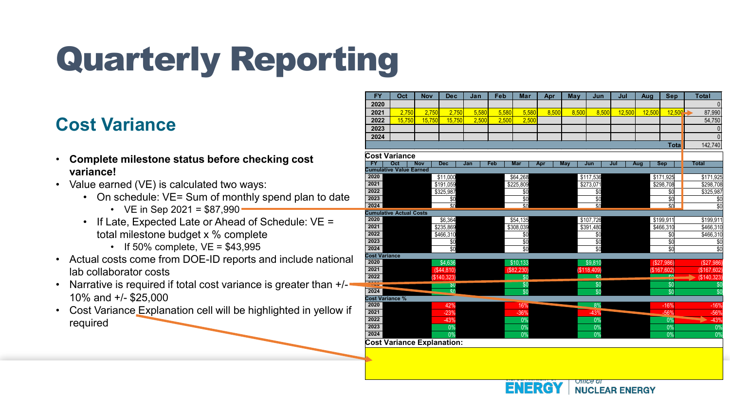# Quarterly Reporting

## Cost Variance

- **Complete milestone status before checking cost variance!**
- Value earned (VE) is calculated two ways:
  - On schedule: VE= Sum of monthly spend plan to date
    - VE in Sep 2021 = $87,990
  - If Late, Expected Late or Ahead of Schedule: VE = total milestone budget x % complete
    - If 50% complete, VE = $43,995
- Actual costs come from DOE-ID reports and include national lab collaborator costs
- Narrative is required if total cost variance is greater than +/- 10% and +/- $25,000
- Cost Variance Explanation cell will be highlighted in yellow if required

| FY | Oct | Nov | Dec | Jan | Feb | Mar | Apr | May | Jun | Jul | Aug | Sep | Total |
|---|---|---|---|---|---|---|---|---|---|---|---|---|---|
| 2020 | | | | | | | | | | | | | 0 |
| 2021 | 2,750 | 2,750 | 2,750 | 5,580 | 5,580 | 5,580 | 8,500 | 8,500 | 8,500 | 12,500 | 12,500 | 12,500 | 87,990 |
| 2022 | 15,750 | 15,750 | 15,750 | 2,500 | 2,500 | 2,500 | | | | | | | 54,750 |
| 2023 | | | | | | | | | | | | | 0 |
| 2024 | | | | | | | | | | | | | 0 |
| | | | | | | | | | | | | Total | 142,740 |

**Cost Variance**

| FY | Oct | Nov | Dec | Jan | Feb | Mar | Apr | May | Jun | Jul | Aug | Sep | Total |
|---|---|---|---|---|---|---|---|---|---|---|---|---|---|
| **Cumulative Value Earned** | | | | | | | | | | | | | |
| 2020 | | | $11,000 | | | $64,268 | | | $117,536 | | | $171,925 | $171,925 |
| 2021 | | | $191,059 | | | $225,809 | | | $273,071 | | | $298,708 | $298,708 |
| 2022 | | | $325,987 | | | $0 | | | $0 | | | $0 | $325,987 |
| 2023 | | | $0 | | | $0 | | | $0 | | | $0 | $0 |
| 2024 | | | $0 | | | $0 | | | $0 | | | $0 | $0 |
| **Cumulative Actual Costs** | | | | | | | | | | | | | |
| 2020 | | | $6,364 | | | $54,135 | | | $107,726 | | | $199,911 | $199,911 |
| 2021 | | | $235,869 | | | $308,039 | | | $391,480 | | | $466,310 | $466,310 |
| 2022 | | | $466,310 | | | $0 | | | $0 | | | $0 | $466,310 |
| 2023 | | | $0 | | | $0 | | | $0 | | | $0 | $0 |
| 2024 | | | $0 | | | $0 | | | $0 | | | $0 | $0 |
| **Cost Variance** | | | | | | | | | | | | | |
| 2020 | | | $4,636 | | | $10,133 | | | $9,810 | | | ($27,986) | ($27,986) |
| 2021 | | | ($44,810) | | | ($82,230) | | | ($118,409) | | | ($167,602) | ($167,602) |
| 2022 | | | ($140,323) | | | $0 | | | $0 | | | $0 | ($140,323) |
| 2023 | | | $0 | | | $0 | | | $0 | | | $0 | $0 |
| 2024 | | | $0 | | | $0 | | | $0 | | | $0 | $0 |
| **Cost Variance %** | | | | | | | | | | | | | |
| 2020 | | | 42% | | | 16% | | | 8% | | | -16% | -16% |
| 2021 | | | -23% | | | -36% | | | -43% | | | -56% | -56% |
| 2022 | | | -43% | | | 0% | | | 0% | | | 0% | -43% |
| 2023 | | | 0% | | | 0% | | | 0% | | | 0% | 0% |
| 2024 | | | 0% | | | 0% | | | 0% | | | 0% | 0% |

**Cost Variance Explanation:**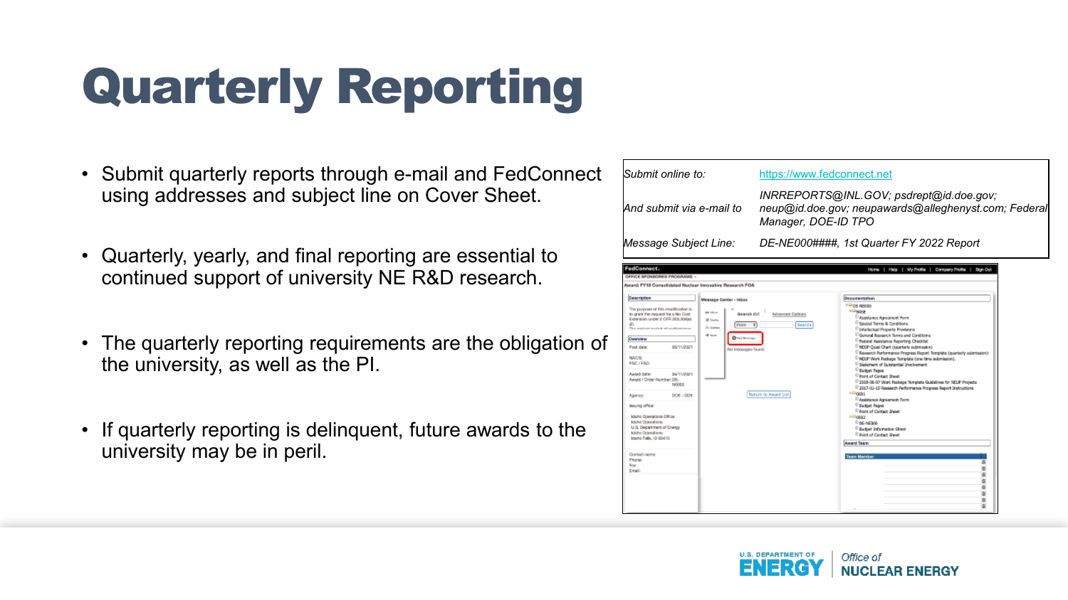# Quarterly Reporting

- Submit quarterly reports through e-mail and FedConnect using addresses and subject line on Cover Sheet.
- Quarterly, yearly, and final reporting are essential to continued support of university NE R&D research.
- The quarterly reporting requirements are the obligation of the university, as well as the PI.
- If quarterly reporting is delinquent, future awards to the university may be in peril.

| | |
|---|---|
| *Submit online to:* | https://www.fedconnect.net |
| *And submit via e-mail to* | *INRREPORTS@INL.GOV; psdrept@id.doe.gov; neup@id.doe.gov; neupawards@alleghenyst.com; Federal Manager, DOE-ID TPO* |
| *Message Subject Line:* | *DE-NE000####, 1st Quarter FY 2022 Report* |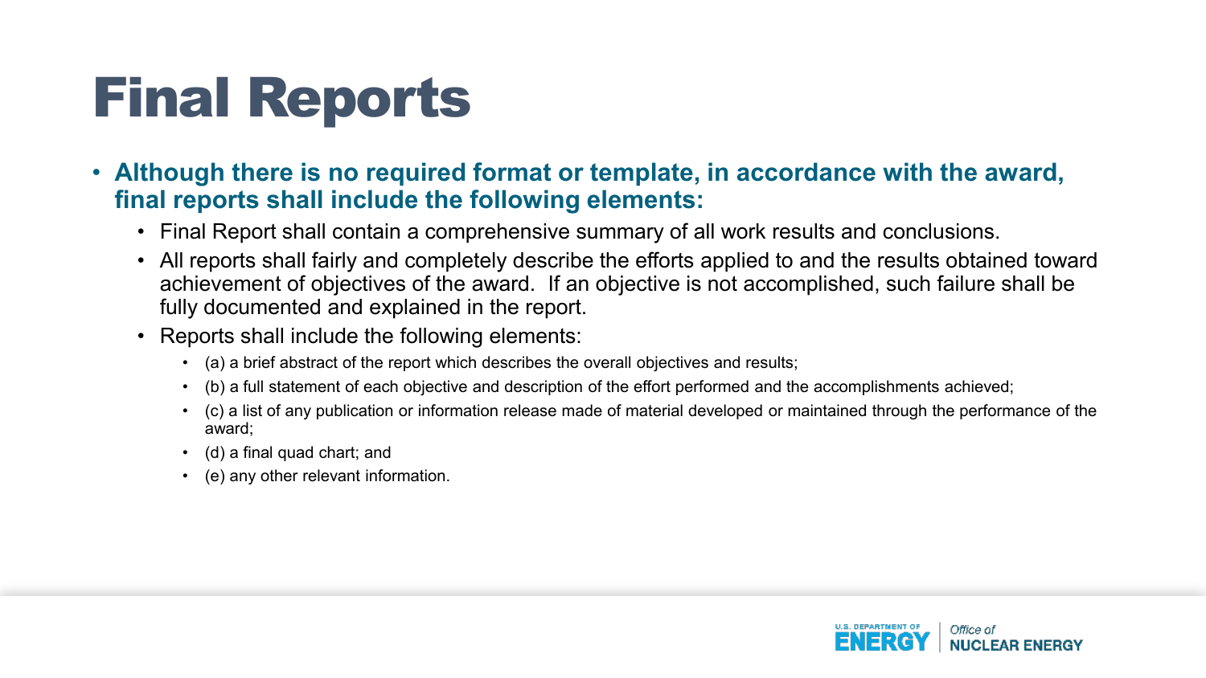# Final Reports

- **Although there is no required format or template, in accordance with the award, final reports shall include the following elements:**
  - Final Report shall contain a comprehensive summary of all work results and conclusions.
  - All reports shall fairly and completely describe the efforts applied to and the results obtained toward achievement of objectives of the award. If an objective is not accomplished, such failure shall be fully documented and explained in the report.
  - Reports shall include the following elements:
    - (a) a brief abstract of the report which describes the overall objectives and results;
    - (b) a full statement of each objective and description of the effort performed and the accomplishments achieved;
    - (c) a list of any publication or information release made of material developed or maintained through the performance of the award;
    - (d) a final quad chart; and
    - (e) any other relevant information.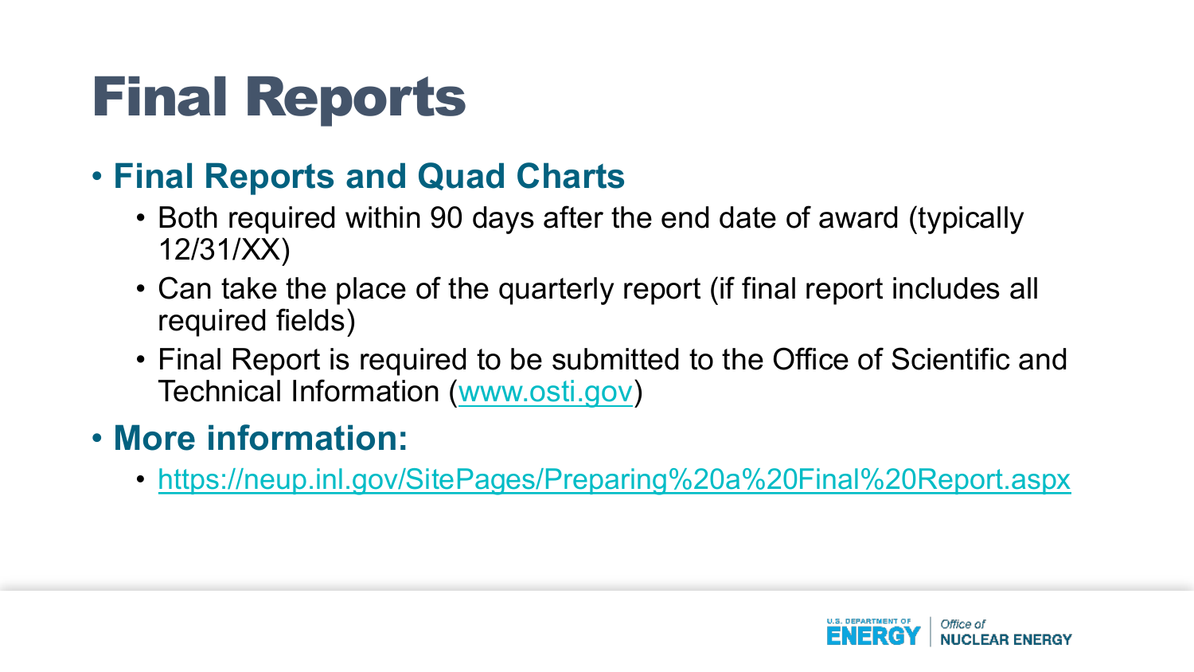# Final Reports

- **Final Reports and Quad Charts**
  - Both required within 90 days after the end date of award (typically 12/31/XX)
  - Can take the place of the quarterly report (if final report includes all required fields)
  - Final Report is required to be submitted to the Office of Scientific and Technical Information (www.osti.gov)
- **More information:**
  - https://neup.inl.gov/SitePages/Preparing%20a%20Final%20Report.aspx